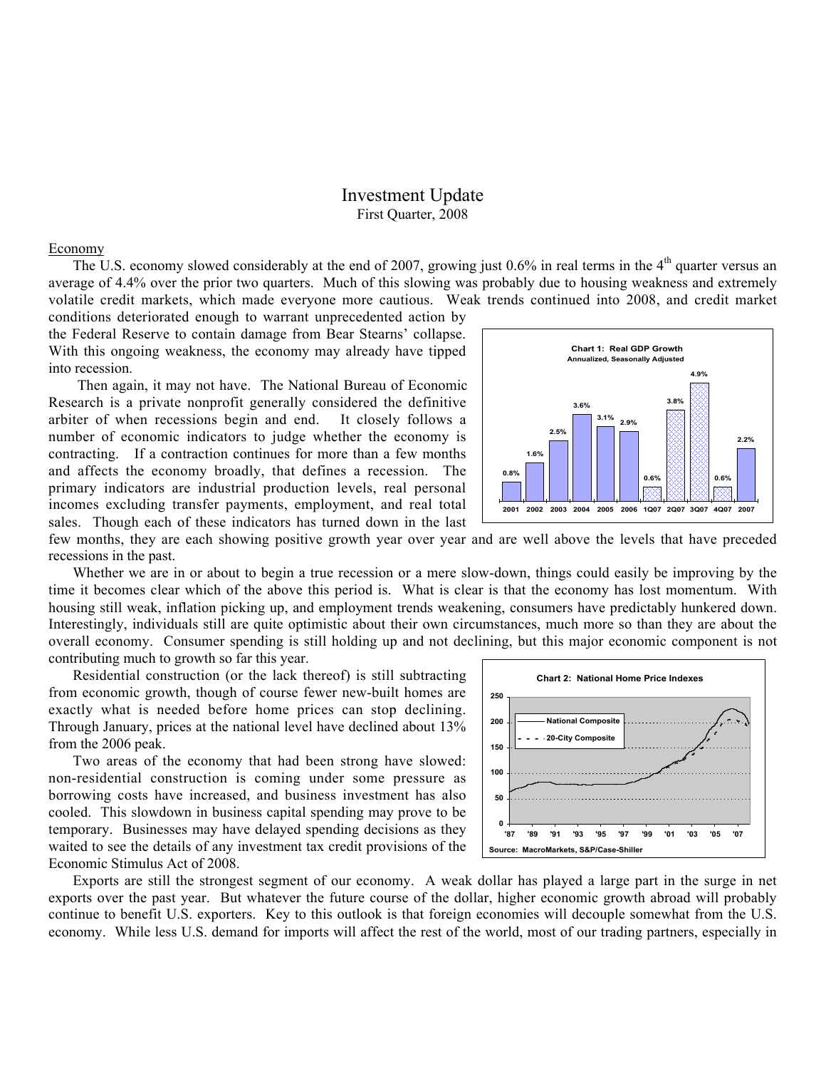# Investment Update

First Quarter, 2008

## Economy

The U.S. economy slowed considerably at the end of 2007, growing just 0.6% in real terms in the 4th quarter versus an average of 4.4% over the prior two quarters. Much of this slowing was probably due to housing weakness and extremely volatile credit markets, which made everyone more cautious. Weak trends continued into 2008, and credit market conditions deteriorated enough to warrant unprecedented action by the Federal Reserve to contain damage from Bear Stearns' collapse. With this ongoing weakness, the economy may already have tipped into recession.

Then again, it may not have. The National Bureau of Economic Research is a private nonprofit generally considered the definitive arbiter of when recessions begin and end. It closely follows a number of economic indicators to judge whether the economy is contracting. If a contraction continues for more than a few months and affects the economy broadly, that defines a recession. The primary indicators are industrial production levels, real personal incomes excluding transfer payments, employment, and real total sales. Though each of these indicators has turned down in the last few months, they are each showing positive growth year over year and are well above the levels that have preceded recessions in the past.

**Chart 1: Real GDP Growth**
Annualized, Seasonally Adjusted

| 2001 | 2002 | 2003 | 2004 | 2005 | 2006 | 1Q07 | 2Q07 | 3Q07 | 4Q07 | 2007 |
|---|---|---|---|---|---|---|---|---|---|---|
| 0.8% | 1.6% | 2.5% | 3.6% | 3.1% | 2.9% | 0.6% | 3.8% | 4.9% | 0.6% | 2.2% |

Whether we are in or about to begin a true recession or a mere slow-down, things could easily be improving by the time it becomes clear which of the above this period is. What is clear is that the economy has lost momentum. With housing still weak, inflation picking up, and employment trends weakening, consumers have predictably hunkered down. Interestingly, individuals still are quite optimistic about their own circumstances, much more so than they are about the overall economy. Consumer spending is still holding up and not declining, but this major economic component is not contributing much to growth so far this year.

Residential construction (or the lack thereof) is still subtracting from economic growth, though of course fewer new-built homes are exactly what is needed before home prices can stop declining. Through January, prices at the national level have declined about 13% from the 2006 peak.

**Chart 2: National Home Price Indexes**

(National Composite; 20-City Composite; '87–'07)

Source: MacroMarkets, S&P/Case-Shiller

Two areas of the economy that had been strong have slowed: non-residential construction is coming under some pressure as borrowing costs have increased, and business investment has also cooled. This slowdown in business capital spending may prove to be temporary. Businesses may have delayed spending decisions as they waited to see the details of any investment tax credit provisions of the Economic Stimulus Act of 2008.

Exports are still the strongest segment of our economy. A weak dollar has played a large part in the surge in net exports over the past year. But whatever the future course of the dollar, higher economic growth abroad will probably continue to benefit U.S. exporters. Key to this outlook is that foreign economies will decouple somewhat from the U.S. economy. While less U.S. demand for imports will affect the rest of the world, most of our trading partners, especially in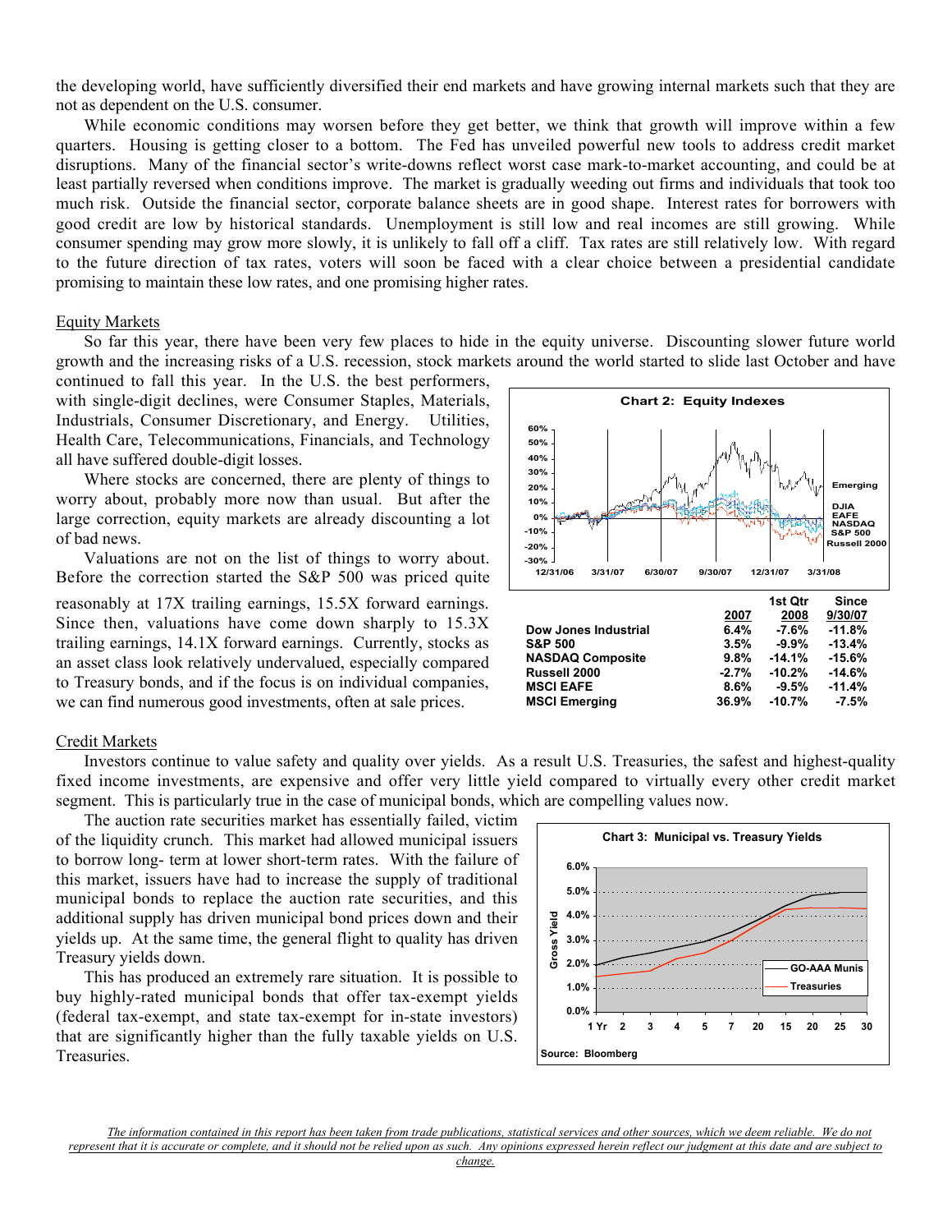the developing world, have sufficiently diversified their end markets and have growing internal markets such that they are not as dependent on the U.S. consumer.

While economic conditions may worsen before they get better, we think that growth will improve within a few quarters. Housing is getting closer to a bottom. The Fed has unveiled powerful new tools to address credit market disruptions. Many of the financial sector's write-downs reflect worst case mark-to-market accounting, and could be at least partially reversed when conditions improve. The market is gradually weeding out firms and individuals that took too much risk. Outside the financial sector, corporate balance sheets are in good shape. Interest rates for borrowers with good credit are low by historical standards. Unemployment is still low and real incomes are still growing. While consumer spending may grow more slowly, it is unlikely to fall off a cliff. Tax rates are still relatively low. With regard to the future direction of tax rates, voters will soon be faced with a clear choice between a presidential candidate promising to maintain these low rates, and one promising higher rates.

## Equity Markets

So far this year, there have been very few places to hide in the equity universe. Discounting slower future world growth and the increasing risks of a U.S. recession, stock markets around the world started to slide last October and have continued to fall this year. In the U.S. the best performers, with single-digit declines, were Consumer Staples, Materials, Industrials, Consumer Discretionary, and Energy. Utilities, Health Care, Telecommunications, Financials, and Technology all have suffered double-digit losses.

Where stocks are concerned, there are plenty of things to worry about, probably more now than usual. But after the large correction, equity markets are already discounting a lot of bad news.

Valuations are not on the list of things to worry about. Before the correction started the S&P 500 was priced quite reasonably at 17X trailing earnings, 15.5X forward earnings. Since then, valuations have come down sharply to 15.3X trailing earnings, 14.1X forward earnings. Currently, stocks as an asset class look relatively undervalued, especially compared to Treasury bonds, and if the focus is on individual companies, we can find numerous good investments, often at sale prices.

**Chart 2: Equity Indexes**

60%
50%
40%
30%
20%
10%
0%
-10%
-20%
-30%
12/31/06 3/31/07 6/30/07 9/30/07 12/31/07 3/31/08
Emerging
DJIA
EAFE
NASDAQ
S&P 500
Russell 2000

| | 2007 | 1st Qtr 2008 | Since 9/30/07 |
|---|---|---|---|
| **Dow Jones Industrial** | 6.4% | -7.6% | -11.8% |
| **S&P 500** | 3.5% | -9.9% | -13.4% |
| **NASDAQ Composite** | 9.8% | -14.1% | -15.6% |
| **Russell 2000** | -2.7% | -10.2% | -14.6% |
| **MSCI EAFE** | 8.6% | -9.5% | -11.4% |
| **MSCI Emerging** | 36.9% | -10.7% | -7.5% |

## Credit Markets

Investors continue to value safety and quality over yields. As a result U.S. Treasuries, the safest and highest-quality fixed income investments, are expensive and offer very little yield compared to virtually every other credit market segment. This is particularly true in the case of municipal bonds, which are compelling values now.

The auction rate securities market has essentially failed, victim of the liquidity crunch. This market had allowed municipal issuers to borrow long- term at lower short-term rates. With the failure of this market, issuers have had to increase the supply of traditional municipal bonds to replace the auction rate securities, and this additional supply has driven municipal bond prices down and their yields up. At the same time, the general flight to quality has driven Treasury yields down.

This has produced an extremely rare situation. It is possible to buy highly-rated municipal bonds that offer tax-exempt yields (federal tax-exempt, and state tax-exempt for in-state investors) that are significantly higher than the fully taxable yields on U.S. Treasuries.

**Chart 3: Municipal vs. Treasury Yields**

Gross Yield
6.0%
5.0%
4.0%
3.0%
2.0%
1.0%
0.0%
1 Yr 2 3 4 5 7 20 15 20 25 30
GO-AAA Munis
Treasuries

Source: Bloomberg

*The information contained in this report has been taken from trade publications, statistical services and other sources, which we deem reliable. We do not represent that it is accurate or complete, and it should not be relied upon as such. Any opinions expressed herein reflect our judgment at this date and are subject to change.*